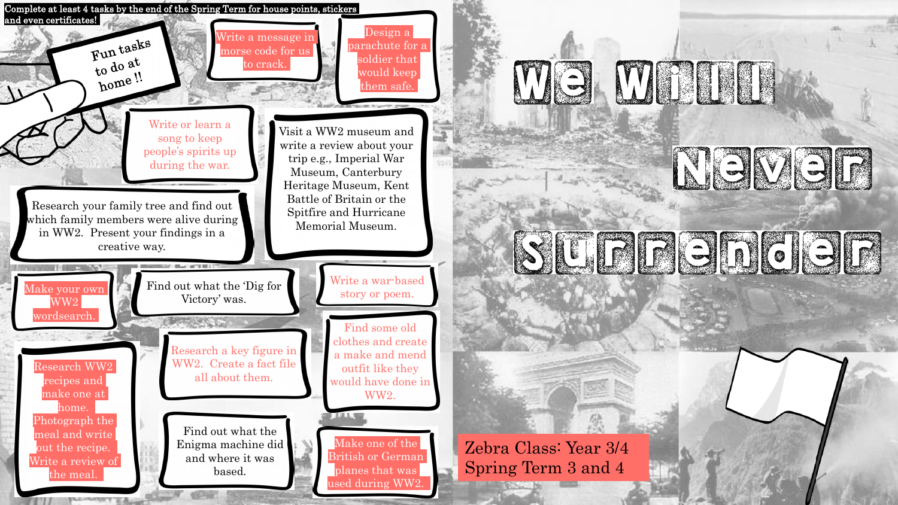# We Will Never Surrender

**Zebra Class: Year 3/4**
**Spring Term 3 and 4**

Complete at least 4 tasks by the end of the Spring Term for house points, stickers and even certificates!

## Fun tasks to do at home !!

- Write a message in morse code for us to crack.
- Design a parachute for a soldier that would keep them safe.
- Write or learn a song to keep people's spirits up during the war.
- Visit a WW2 museum and write a review about your trip e.g., Imperial War Museum, Canterbury Heritage Museum, Kent Battle of Britain or the Spitfire and Hurricane Memorial Museum.
- Research your family tree and find out which family members were alive during in WW2. Present your findings in a creative way.
- Make your own WW2 wordsearch.
- Find out what the 'Dig for Victory' was.
- Write a war-based story or poem.
- Find some old clothes and create a make and mend outfit like they would have done in WW2.
- Research WW2 recipes and make one at home. Photograph the meal and write out the recipe. Write a review of the meal.
- Research a key figure in WW2. Create a fact file all about them.
- Find out what the Enigma machine did and where it was based.
- Make one of the British or German planes that was used during WW2.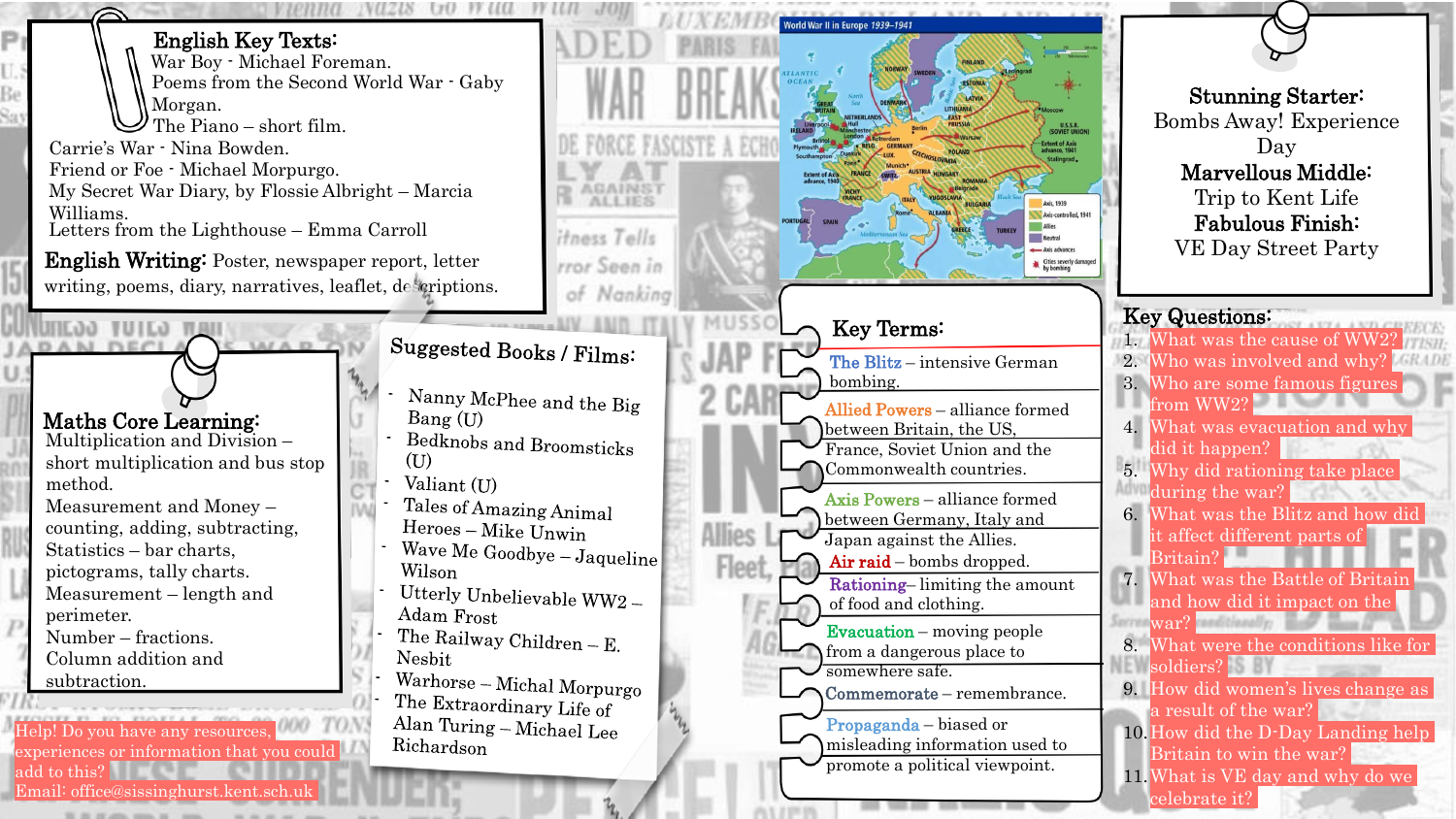## English Key Texts:

War Boy - Michael Foreman.
Poems from the Second World War - Gaby Morgan.
The Piano – short film.
Carrie's War - Nina Bowden.
Friend or Foe - Michael Morpurgo.
My Secret War Diary, by Flossie Albright – Marcia Williams.
Letters from the Lighthouse – Emma Carroll

**English Writing:** Poster, newspaper report, letter writing, poems, diary, narratives, leaflet, descriptions.

## Maths Core Learning:

Multiplication and Division – short multiplication and bus stop method.
Measurement and Money – counting, adding, subtracting,
Statistics – bar charts, pictograms, tally charts.
Measurement – length and perimeter.
Number – fractions.
Column addition and subtraction.

Help! Do you have any resources, experiences or information that you could add to this?
Email: office@sissinghurst.kent.sch.uk

## Suggested Books / Films:

- Nanny McPhee and the Big Bang (U)
- Bedknobs and Broomsticks (U)
- Valiant (U)
- Tales of Amazing Animal Heroes – Mike Unwin
- Wave Me Goodbye – Jaqueline Wilson
- Utterly Unbelievable WW2 – Adam Frost
- The Railway Children – E. Nesbit
- Warhorse – Michal Morpurgo
- The Extraordinary Life of Alan Turing – Michael Lee Richardson

World War II in Europe 1939–1941

## Key Terms:

The Blitz – intensive German bombing.

Allied Powers – alliance formed between Britain, the US, France, Soviet Union and the Commonwealth countries.

Axis Powers – alliance formed between Germany, Italy and Japan against the Allies.

Air raid – bombs dropped.

Rationing– limiting the amount of food and clothing.

Evacuation – moving people from a dangerous place to somewhere safe.

Commemorate – remembrance.

Propaganda – biased or misleading information used to promote a political viewpoint.

**Stunning Starter:**
Bombs Away! Experience Day

**Marvellous Middle:**
Trip to Kent Life

**Fabulous Finish:**
VE Day Street Party

## Key Questions:

1. What was the cause of WW2?
2. Who was involved and why?
3. Who are some famous figures from WW2?
4. What was evacuation and why did it happen?
5. Why did rationing take place during the war?
6. What was the Blitz and how did it affect different parts of Britain?
7. What was the Battle of Britain and how did it impact on the war?
8. What were the conditions like for soldiers?
9. How did women's lives change as a result of the war?
10. How did the D-Day Landing help Britain to win the war?
11. What is VE day and why do we celebrate it?